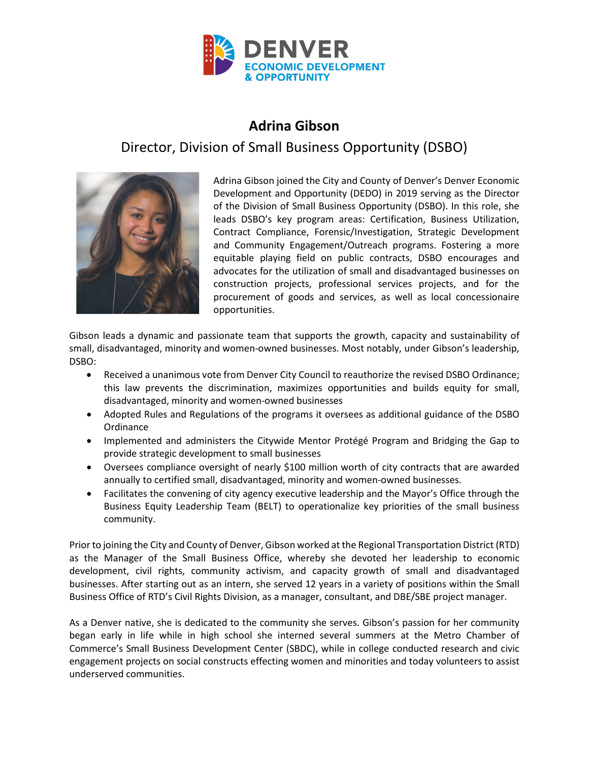DENVER
ECONOMIC DEVELOPMENT
& OPPORTUNITY

# Adrina Gibson

## Director, Division of Small Business Opportunity (DSBO)

Adrina Gibson joined the City and County of Denver's Denver Economic Development and Opportunity (DEDO) in 2019 serving as the Director of the Division of Small Business Opportunity (DSBO). In this role, she leads DSBO's key program areas: Certification, Business Utilization, Contract Compliance, Forensic/Investigation, Strategic Development and Community Engagement/Outreach programs. Fostering a more equitable playing field on public contracts, DSBO encourages and advocates for the utilization of small and disadvantaged businesses on construction projects, professional services projects, and for the procurement of goods and services, as well as local concessionaire opportunities.

Gibson leads a dynamic and passionate team that supports the growth, capacity and sustainability of small, disadvantaged, minority and women-owned businesses. Most notably, under Gibson's leadership, DSBO:

- Received a unanimous vote from Denver City Council to reauthorize the revised DSBO Ordinance; this law prevents the discrimination, maximizes opportunities and builds equity for small, disadvantaged, minority and women-owned businesses
- Adopted Rules and Regulations of the programs it oversees as additional guidance of the DSBO Ordinance
- Implemented and administers the Citywide Mentor Protégé Program and Bridging the Gap to provide strategic development to small businesses
- Oversees compliance oversight of nearly $100 million worth of city contracts that are awarded annually to certified small, disadvantaged, minority and women-owned businesses.
- Facilitates the convening of city agency executive leadership and the Mayor's Office through the Business Equity Leadership Team (BELT) to operationalize key priorities of the small business community.

Prior to joining the City and County of Denver, Gibson worked at the Regional Transportation District (RTD) as the Manager of the Small Business Office, whereby she devoted her leadership to economic development, civil rights, community activism, and capacity growth of small and disadvantaged businesses. After starting out as an intern, she served 12 years in a variety of positions within the Small Business Office of RTD's Civil Rights Division, as a manager, consultant, and DBE/SBE project manager.

As a Denver native, she is dedicated to the community she serves. Gibson's passion for her community began early in life while in high school she interned several summers at the Metro Chamber of Commerce's Small Business Development Center (SBDC), while in college conducted research and civic engagement projects on social constructs effecting women and minorities and today volunteers to assist underserved communities.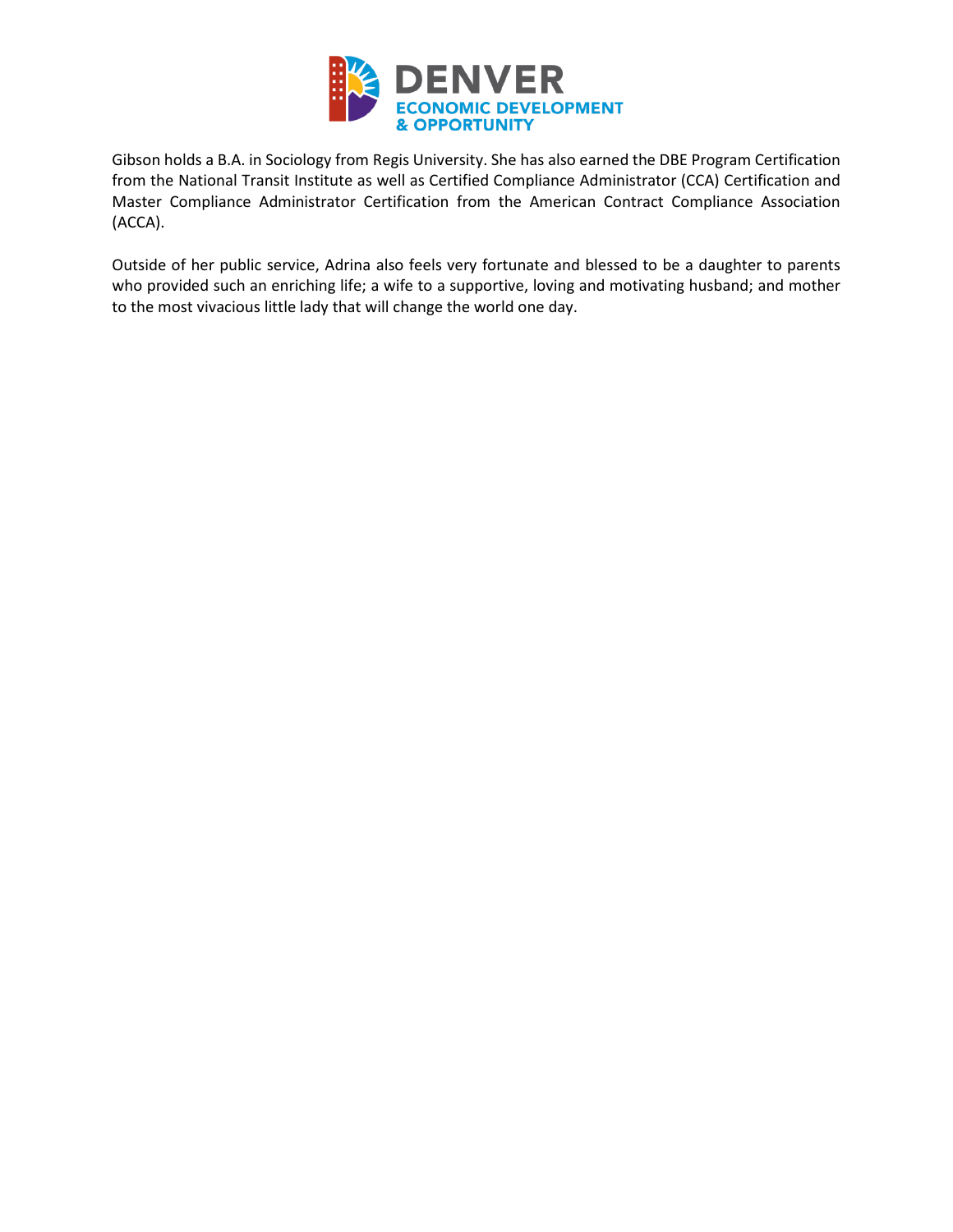Gibson holds a B.A. in Sociology from Regis University. She has also earned the DBE Program Certification from the National Transit Institute as well as Certified Compliance Administrator (CCA) Certification and Master Compliance Administrator Certification from the American Contract Compliance Association (ACCA).

Outside of her public service, Adrina also feels very fortunate and blessed to be a daughter to parents who provided such an enriching life; a wife to a supportive, loving and motivating husband; and mother to the most vivacious little lady that will change the world one day.